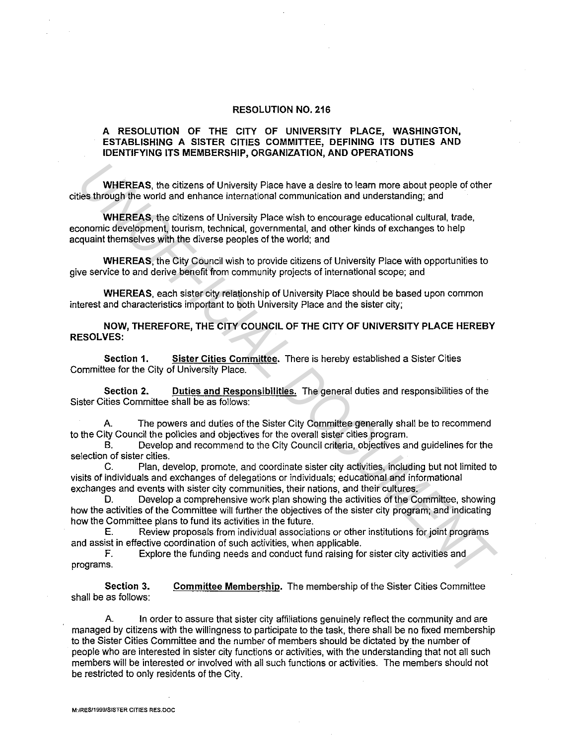**RESOLUTION NO. 216**

**A RESOLUTION OF THE CITY OF UNIVERSITY PLACE, WASHINGTON, ESTABLISHING A SISTER CITIES COMMITTEE, DEFINING ITS DUTIES AND IDENTIFYING ITS MEMBERSHIP, ORGANIZATION, AND OPERATIONS**

**WHEREAS**, the citizens of University Place have a desire to learn more about people of other cities through the world and enhance international communication and understanding; and

**WHEREAS**, the citizens of University Place wish to encourage educational cultural, trade, economic development, tourism, technical, governmental, and other kinds of exchanges to help acquaint themselves with the diverse peoples of the world; and

**WHEREAS**, the City Council wish to provide citizens of University Place with opportunities to give service to and derive benefit from community projects of international scope; and

**WHEREAS**, each sister city relationship of University Place should be based upon common interest and characteristics important to both University Place and the sister city;

**NOW, THEREFORE, THE CITY COUNCIL OF THE CITY OF UNIVERSITY PLACE HEREBY RESOLVES:**

**Section 1.** **Sister Cities Committee.** There is hereby established a Sister Cities Committee for the City of University Place.

**Section 2.** **Duties and Responsibilities.** The general duties and responsibilities of the Sister Cities Committee shall be as follows:

A. The powers and duties of the Sister City Committee generally shall be to recommend to the City Council the policies and objectives for the overall sister cities program.

B. Develop and recommend to the City Council criteria, objectives and guidelines for the selection of sister cities.

C. Plan, develop, promote, and coordinate sister city activities, including but not limited to visits of individuals and exchanges of delegations or individuals; educational and informational exchanges and events with sister city communities, their nations, and their cultures.

D. Develop a comprehensive work plan showing the activities of the Committee, showing how the activities of the Committee will further the objectives of the sister city program; and indicating how the Committee plans to fund its activities in the future.

E. Review proposals from individual associations or other institutions for joint programs and assist in effective coordination of such activities, when applicable.

F. Explore the funding needs and conduct fund raising for sister city activities and programs.

**Section 3.** **Committee Membership.** The membership of the Sister Cities Committee shall be as follows:

A. In order to assure that sister city affiliations genuinely reflect the community and are managed by citizens with the willingness to participate to the task, there shall be no fixed membership to the Sister Cities Committee and the number of members should be dictated by the number of people who are interested in sister city functions or activities, with the understanding that not all such members will be interested or involved with all such functions or activities. The members should not be restricted to only residents of the City.

M:/RES/1999/SISTER CITIES RES.DOC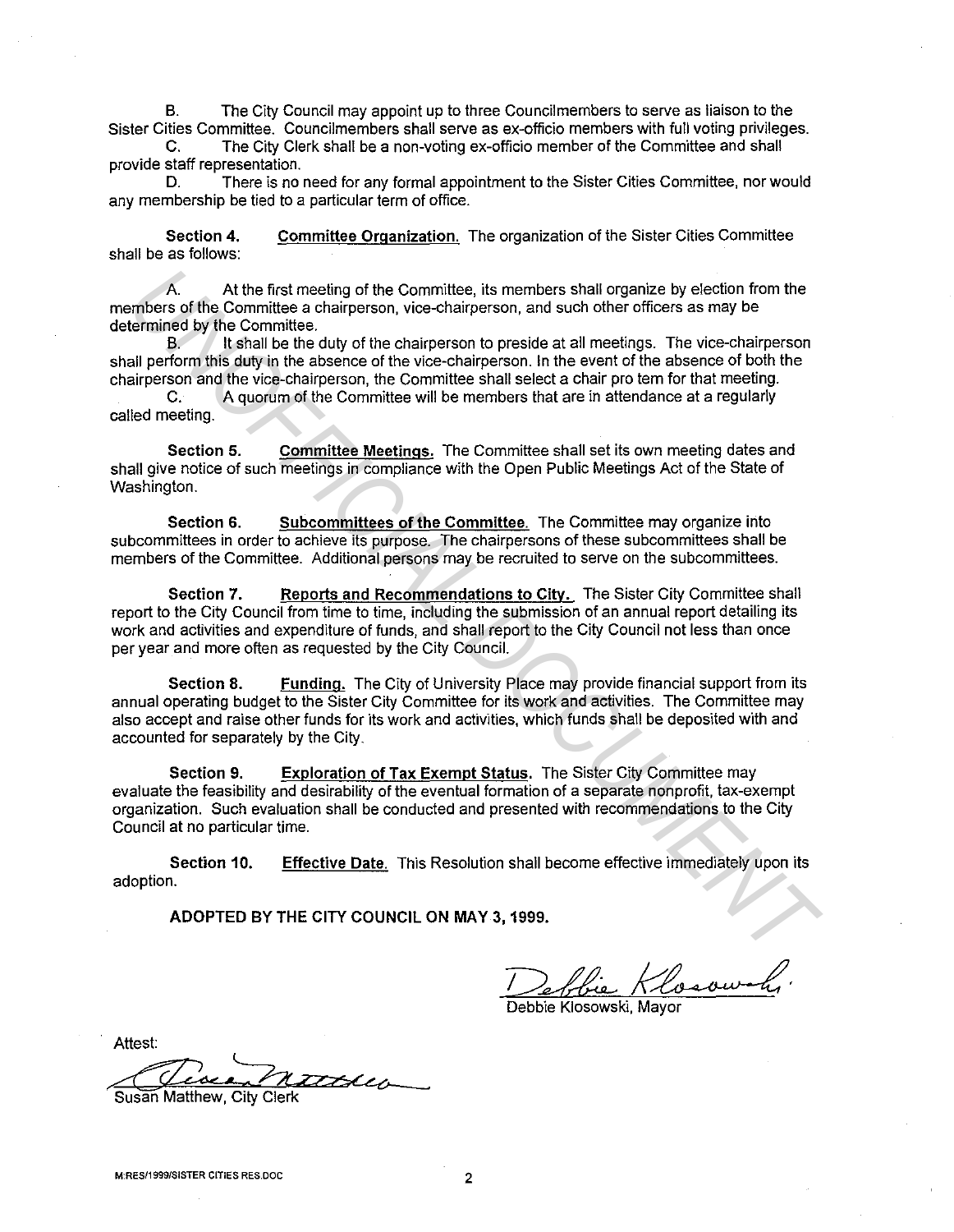B. The City Council may appoint up to three Councilmembers to serve as liaison to the Sister Cities Committee. Councilmembers shall serve as ex-officio members with full voting privileges.

C. The City Clerk shall be a non-voting ex-officio member of the Committee and shall provide staff representation.

D. There is no need for any formal appointment to the Sister Cities Committee, nor would any membership be tied to a particular term of office.

**Section 4.** **Committee Organization.** The organization of the Sister Cities Committee shall be as follows:

A. At the first meeting of the Committee, its members shall organize by election from the members of the Committee a chairperson, vice-chairperson, and such other officers as may be determined by the Committee.

B. It shall be the duty of the chairperson to preside at all meetings. The vice-chairperson shall perform this duty in the absence of the vice-chairperson. In the event of the absence of both the chairperson and the vice-chairperson, the Committee shall select a chair pro tem for that meeting.

C. A quorum of the Committee will be members that are in attendance at a regularly called meeting.

**Section 5.** **Committee Meetings.** The Committee shall set its own meeting dates and shall give notice of such meetings in compliance with the Open Public Meetings Act of the State of Washington.

**Section 6.** **Subcommittees of the Committee.** The Committee may organize into subcommittees in order to achieve its purpose. The chairpersons of these subcommittees shall be members of the Committee. Additional persons may be recruited to serve on the subcommittees.

**Section 7.** **Reports and Recommendations to City.** The Sister City Committee shall report to the City Council from time to time, including the submission of an annual report detailing its work and activities and expenditure of funds, and shall report to the City Council not less than once per year and more often as requested by the City Council.

**Section 8.** **Funding.** The City of University Place may provide financial support from its annual operating budget to the Sister City Committee for its work and activities. The Committee may also accept and raise other funds for its work and activities, which funds shall be deposited with and accounted for separately by the City.

**Section 9.** **Exploration of Tax Exempt Status.** The Sister City Committee may evaluate the feasibility and desirability of the eventual formation of a separate nonprofit, tax-exempt organization. Such evaluation shall be conducted and presented with recommendations to the City Council at no particular time.

**Section 10.** **Effective Date.** This Resolution shall become effective immediately upon its adoption.

**ADOPTED BY THE CITY COUNCIL ON MAY 3, 1999.**

Debbie Klosowski, Mayor

Attest:

Susan Matthew, City Clerk

M:RES/1999/SISTER CITIES RES.DOC